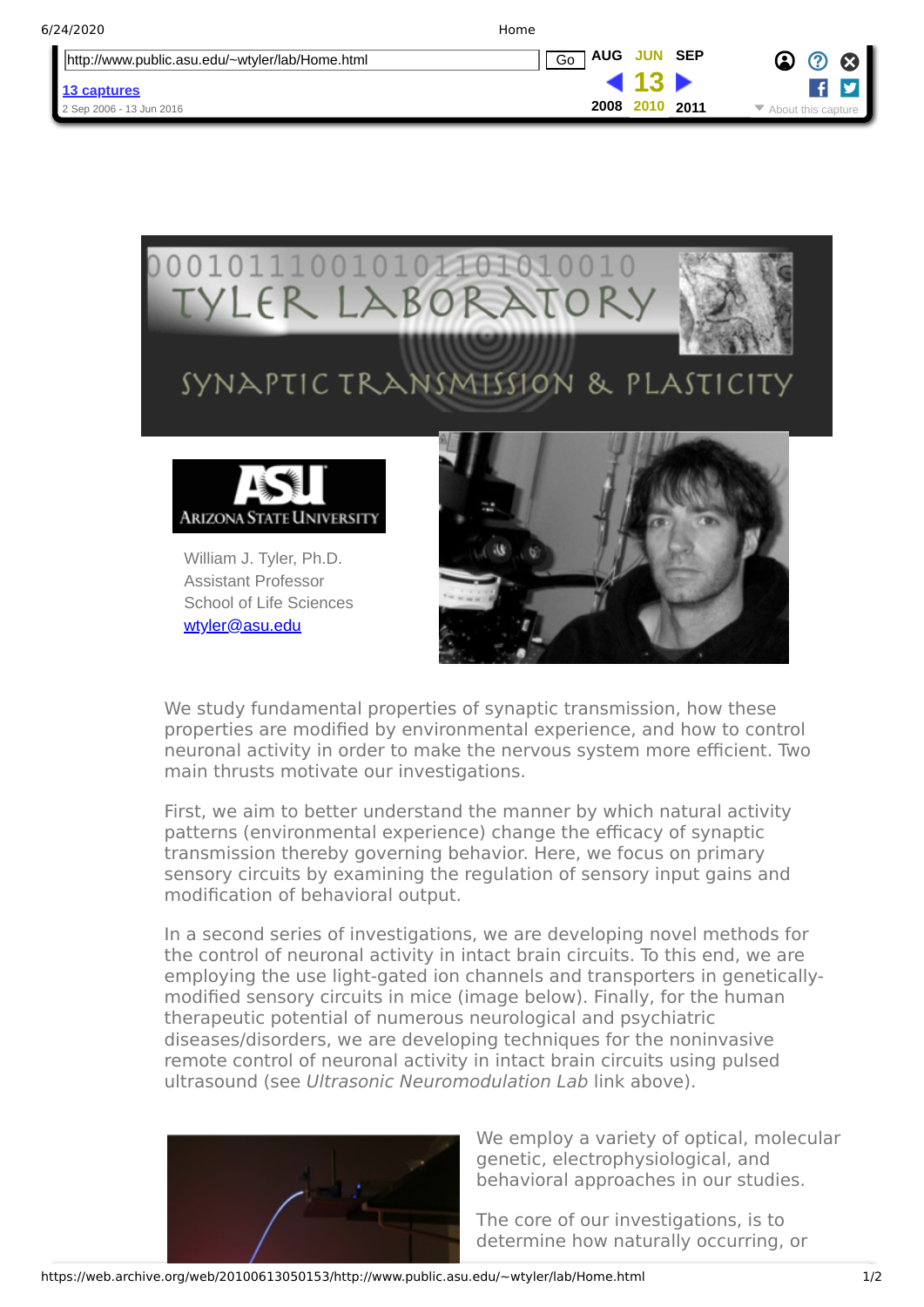# TYLER LABORATORY

## SYNAPTIC TRANSMISSION & PLASTICITY

William J. Tyler, Ph.D.
Assistant Professor
School of Life Sciences
wtyler@asu.edu

We study fundamental properties of synaptic transmission, how these properties are modified by environmental experience, and how to control neuronal activity in order to make the nervous system more efficient. Two main thrusts motivate our investigations.

First, we aim to better understand the manner by which natural activity patterns (environmental experience) change the efficacy of synaptic transmission thereby governing behavior. Here, we focus on primary sensory circuits by examining the regulation of sensory input gains and modification of behavioral output.

In a second series of investigations, we are developing novel methods for the control of neuronal activity in intact brain circuits. To this end, we are employing the use light-gated ion channels and transporters in genetically-modified sensory circuits in mice (image below). Finally, for the human therapeutic potential of numerous neurological and psychiatric diseases/disorders, we are developing techniques for the noninvasive remote control of neuronal activity in intact brain circuits using pulsed ultrasound (see *Ultrasonic Neuromodulation Lab* link above).

We employ a variety of optical, molecular genetic, electrophysiological, and behavioral approaches in our studies.

The core of our investigations, is to determine how naturally occurring, or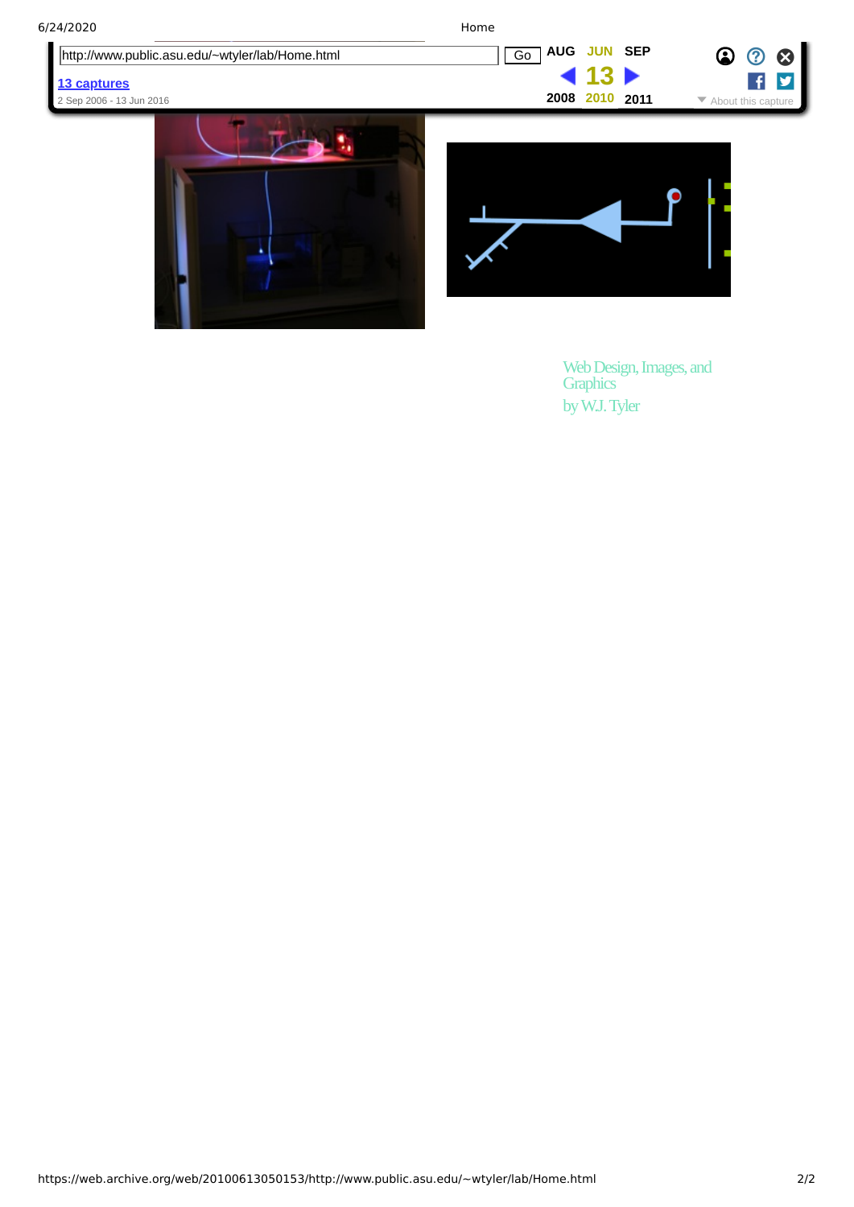http://www.public.asu.edu/~wtyler/lab/Home.html Go AUG JUN SEP

13 captures

2 Sep 2006 - 13 Jun 2016

2008 2010 2011

13

About this capture

Web Design, Images, and Graphics
by W.J. Tyler